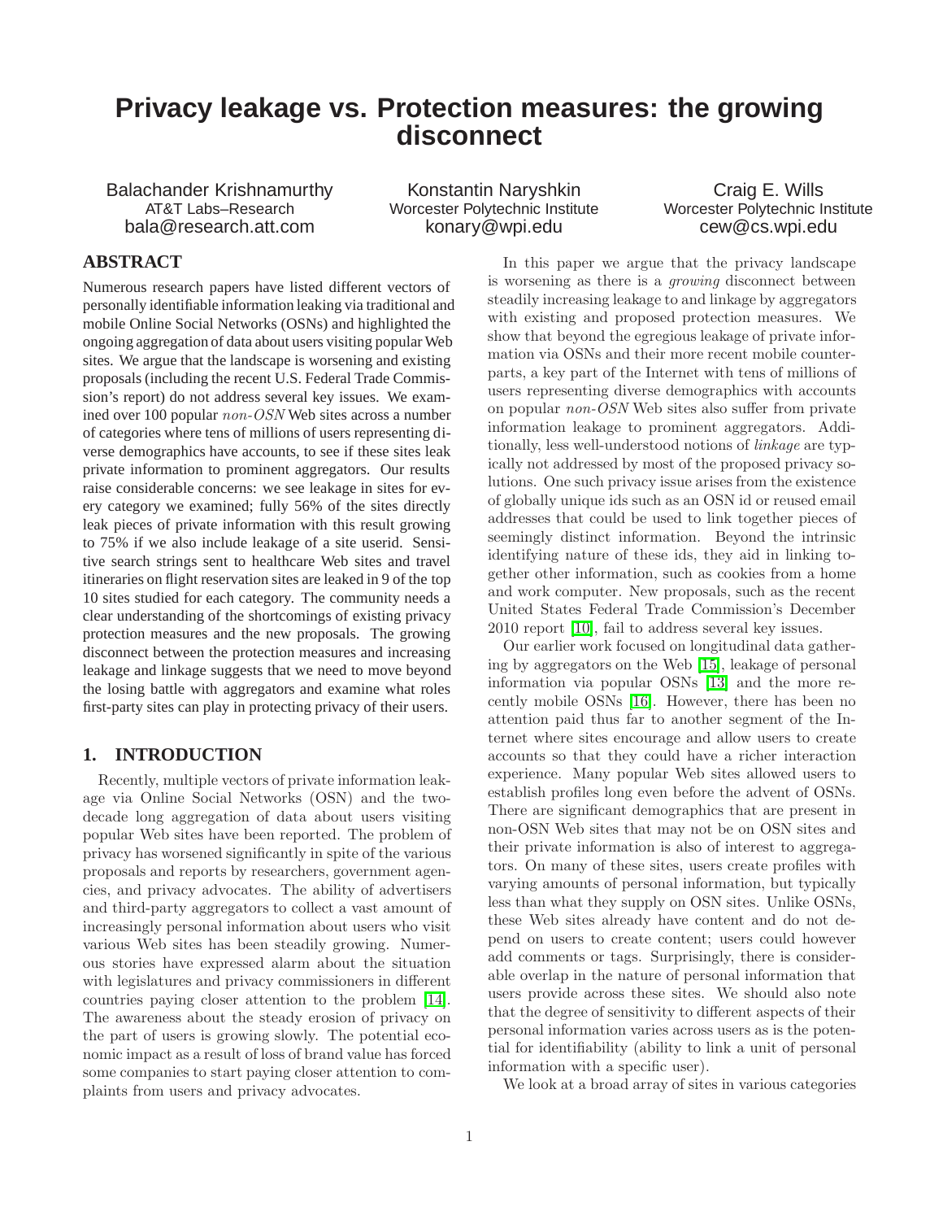// Title
# Privacy leakage vs. Protection measures: the growing disconnect

Balachander Krishnamurthy
AT&T Labs–Research
bala@research.att.com

Konstantin Naryshkin
Worcester Polytechnic Institute
konary@wpi.edu

Craig E. Wills
Worcester Polytechnic Institute
cew@cs.wpi.edu

## ABSTRACT

Numerous research papers have listed different vectors of personally identifiable information leaking via traditional and mobile Online Social Networks (OSNs) and highlighted the ongoing aggregation of data about users visiting popular Web sites. We argue that the landscape is worsening and existing proposals (including the recent U.S. Federal Trade Commission's report) do not address several key issues. We examined over 100 popular *non-OSN* Web sites across a number of categories where tens of millions of users representing diverse demographics have accounts, to see if these sites leak private information to prominent aggregators. Our results raise considerable concerns: we see leakage in sites for every category we examined; fully 56% of the sites directly leak pieces of private information with this result growing to 75% if we also include leakage of a site userid. Sensitive search strings sent to healthcare Web sites and travel itineraries on flight reservation sites are leaked in 9 of the top 10 sites studied for each category. The community needs a clear understanding of the shortcomings of existing privacy protection measures and the new proposals. The growing disconnect between the protection measures and increasing leakage and linkage suggests that we need to move beyond the losing battle with aggregators and examine what roles first-party sites can play in protecting privacy of their users.

## 1. INTRODUCTION

Recently, multiple vectors of private information leakage via Online Social Networks (OSN) and the two-decade long aggregation of data about users visiting popular Web sites have been reported. The problem of privacy has worsened significantly in spite of the various proposals and reports by researchers, government agencies, and privacy advocates. The ability of advertisers and third-party aggregators to collect a vast amount of increasingly personal information about users who visit various Web sites has been steadily growing. Numerous stories have expressed alarm about the situation with legislatures and privacy commissioners in different countries paying closer attention to the problem [14]. The awareness about the steady erosion of privacy on the part of users is growing slowly. The potential economic impact as a result of loss of brand value has forced some companies to start paying closer attention to complaints from users and privacy advocates.

In this paper we argue that the privacy landscape is worsening as there is a *growing* disconnect between steadily increasing leakage to and linkage by aggregators with existing and proposed protection measures. We show that beyond the egregious leakage of private information via OSNs and their more recent mobile counterparts, a key part of the Internet with tens of millions of users representing diverse demographics with accounts on popular *non-OSN* Web sites also suffer from private information leakage to prominent aggregators. Additionally, less well-understood notions of *linkage* are typically not addressed by most of the proposed privacy solutions. One such privacy issue arises from the existence of globally unique ids such as an OSN id or reused email addresses that could be used to link together pieces of seemingly distinct information. Beyond the intrinsic identifying nature of these ids, they aid in linking together other information, such as cookies from a home and work computer. New proposals, such as the recent United States Federal Trade Commission's December 2010 report [10], fail to address several key issues.

Our earlier work focused on longitudinal data gathering by aggregators on the Web [15], leakage of personal information via popular OSNs [13] and the more recently mobile OSNs [16]. However, there has been no attention paid thus far to another segment of the Internet where sites encourage and allow users to create accounts so that they could have a richer interaction experience. Many popular Web sites allowed users to establish profiles long even before the advent of OSNs. There are significant demographics that are present in non-OSN Web sites that may not be on OSN sites and their private information is also of interest to aggregators. On many of these sites, users create profiles with varying amounts of personal information, but typically less than what they supply on OSN sites. Unlike OSNs, these Web sites already have content and do not depend on users to create content; users could however add comments or tags. Surprisingly, there is considerable overlap in the nature of personal information that users provide across these sites. We should also note that the degree of sensitivity to different aspects of their personal information varies across users as is the potential for identifiability (ability to link a unit of personal information with a specific user).

We look at a broad array of sites in various categories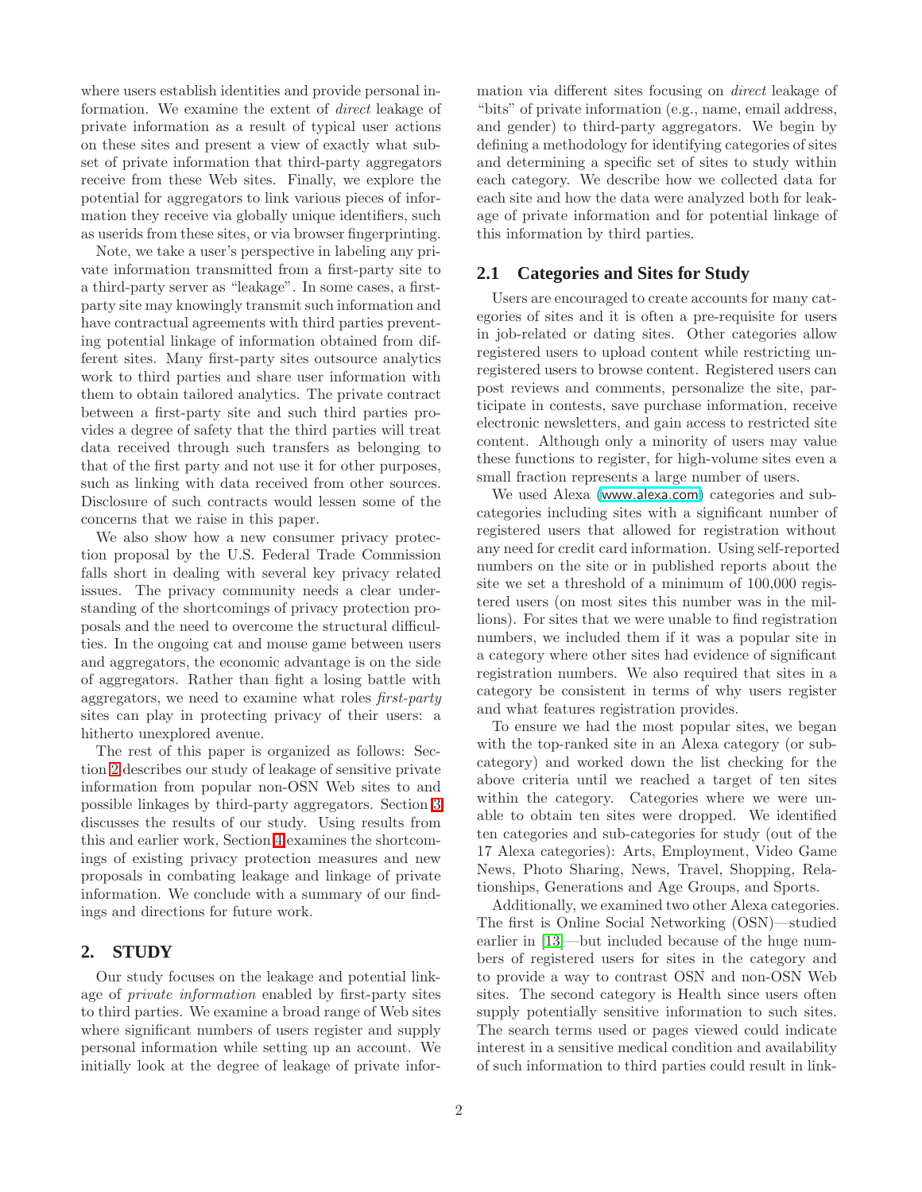where users establish identities and provide personal information. We examine the extent of *direct* leakage of private information as a result of typical user actions on these sites and present a view of exactly what subset of private information that third-party aggregators receive from these Web sites. Finally, we explore the potential for aggregators to link various pieces of information they receive via globally unique identifiers, such as userids from these sites, or via browser fingerprinting.

Note, we take a user's perspective in labeling any private information transmitted from a first-party site to a third-party server as "leakage". In some cases, a first-party site may knowingly transmit such information and have contractual agreements with third parties preventing potential linkage of information obtained from different sites. Many first-party sites outsource analytics work to third parties and share user information with them to obtain tailored analytics. The private contract between a first-party site and such third parties provides a degree of safety that the third parties will treat data received through such transfers as belonging to that of the first party and not use it for other purposes, such as linking with data received from other sources. Disclosure of such contracts would lessen some of the concerns that we raise in this paper.

We also show how a new consumer privacy protection proposal by the U.S. Federal Trade Commission falls short in dealing with several key privacy related issues. The privacy community needs a clear understanding of the shortcomings of privacy protection proposals and the need to overcome the structural difficulties. In the ongoing cat and mouse game between users and aggregators, the economic advantage is on the side of aggregators. Rather than fight a losing battle with aggregators, we need to examine what roles *first-party* sites can play in protecting privacy of their users: a hitherto unexplored avenue.

The rest of this paper is organized as follows: Section 2 describes our study of leakage of sensitive private information from popular non-OSN Web sites to and possible linkages by third-party aggregators. Section 3 discusses the results of our study. Using results from this and earlier work, Section 4 examines the shortcomings of existing privacy protection measures and new proposals in combating leakage and linkage of private information. We conclude with a summary of our findings and directions for future work.

## 2. STUDY

Our study focuses on the leakage and potential linkage of *private information* enabled by first-party sites to third parties. We examine a broad range of Web sites where significant numbers of users register and supply personal information while setting up an account. We initially look at the degree of leakage of private information via different sites focusing on *direct* leakage of "bits" of private information (e.g., name, email address, and gender) to third-party aggregators. We begin by defining a methodology for identifying categories of sites and determining a specific set of sites to study within each category. We describe how we collected data for each site and how the data were analyzed both for leakage of private information and for potential linkage of this information by third parties.

### 2.1 Categories and Sites for Study

Users are encouraged to create accounts for many categories of sites and it is often a pre-requisite for users in job-related or dating sites. Other categories allow registered users to upload content while restricting unregistered users to browse content. Registered users can post reviews and comments, personalize the site, participate in contests, save purchase information, receive electronic newsletters, and gain access to restricted site content. Although only a minority of users may value these functions to register, for high-volume sites even a small fraction represents a large number of users.

We used Alexa (www.alexa.com) categories and subcategories including sites with a significant number of registered users that allowed for registration without any need for credit card information. Using self-reported numbers on the site or in published reports about the site we set a threshold of a minimum of 100,000 registered users (on most sites this number was in the millions). For sites that we were unable to find registration numbers, we included them if it was a popular site in a category where other sites had evidence of significant registration numbers. We also required that sites in a category be consistent in terms of why users register and what features registration provides.

To ensure we had the most popular sites, we began with the top-ranked site in an Alexa category (or subcategory) and worked down the list checking for the above criteria until we reached a target of ten sites within the category. Categories where we were unable to obtain ten sites were dropped. We identified ten categories and sub-categories for study (out of the 17 Alexa categories): Arts, Employment, Video Game News, Photo Sharing, News, Travel, Shopping, Relationships, Generations and Age Groups, and Sports.

Additionally, we examined two other Alexa categories. The first is Online Social Networking (OSN)—studied earlier in [13]—but included because of the huge numbers of registered users for sites in the category and to provide a way to contrast OSN and non-OSN Web sites. The second category is Health since users often supply potentially sensitive information to such sites. The search terms used or pages viewed could indicate interest in a sensitive medical condition and availability of such information to third parties could result in link-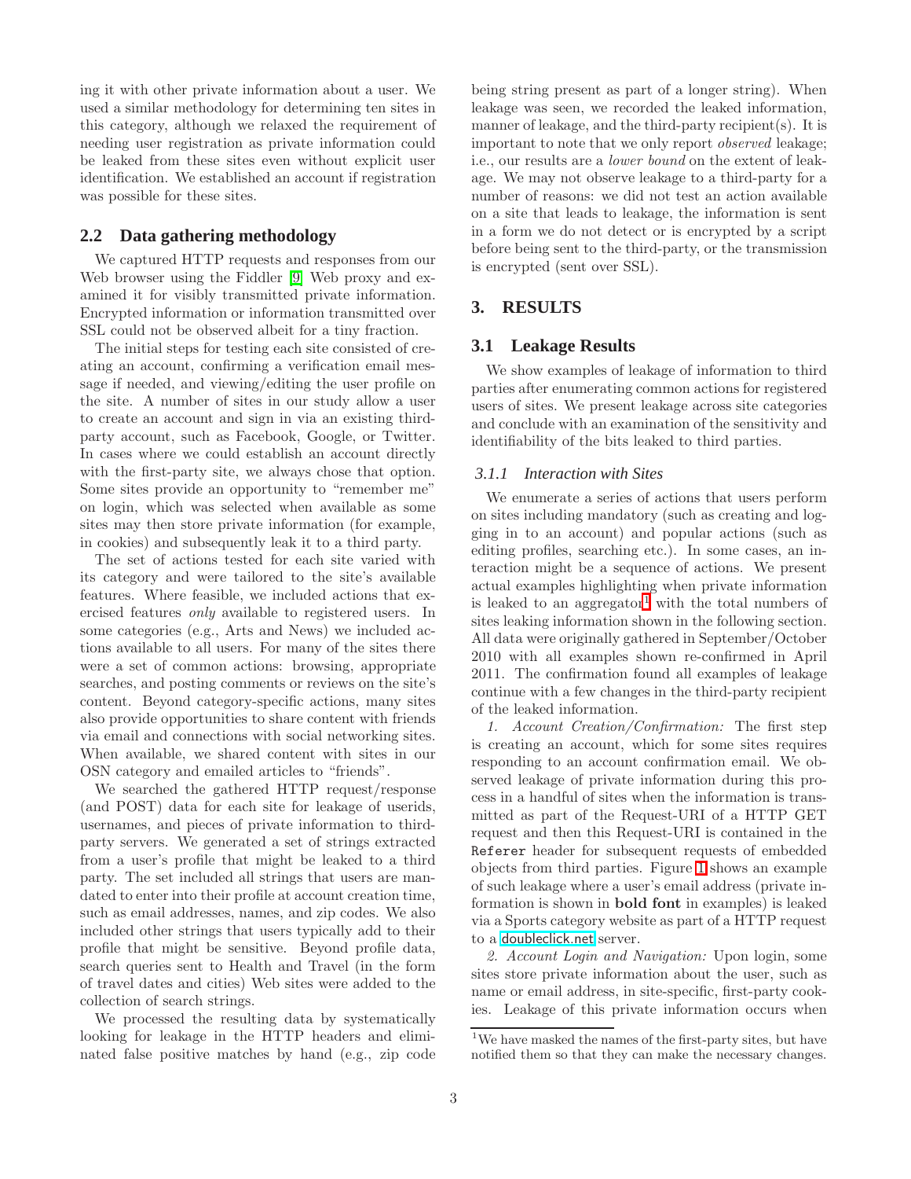ing it with other private information about a user. We used a similar methodology for determining ten sites in this category, although we relaxed the requirement of needing user registration as private information could be leaked from these sites even without explicit user identification. We established an account if registration was possible for these sites.

## 2.2 Data gathering methodology

We captured HTTP requests and responses from our Web browser using the Fiddler [9] Web proxy and examined it for visibly transmitted private information. Encrypted information or information transmitted over SSL could not be observed albeit for a tiny fraction.

The initial steps for testing each site consisted of creating an account, confirming a verification email message if needed, and viewing/editing the user profile on the site. A number of sites in our study allow a user to create an account and sign in via an existing third-party account, such as Facebook, Google, or Twitter. In cases where we could establish an account directly with the first-party site, we always chose that option. Some sites provide an opportunity to "remember me" on login, which was selected when available as some sites may then store private information (for example, in cookies) and subsequently leak it to a third party.

The set of actions tested for each site varied with its category and were tailored to the site's available features. Where feasible, we included actions that exercised features *only* available to registered users. In some categories (e.g., Arts and News) we included actions available to all users. For many of the sites there were a set of common actions: browsing, appropriate searches, and posting comments or reviews on the site's content. Beyond category-specific actions, many sites also provide opportunities to share content with friends via email and connections with social networking sites. When available, we shared content with sites in our OSN category and emailed articles to "friends".

We searched the gathered HTTP request/response (and POST) data for each site for leakage of userids, usernames, and pieces of private information to third-party servers. We generated a set of strings extracted from a user's profile that might be leaked to a third party. The set included all strings that users are mandated to enter into their profile at account creation time, such as email addresses, names, and zip codes. We also included other strings that users typically add to their profile that might be sensitive. Beyond profile data, search queries sent to Health and Travel (in the form of travel dates and cities) Web sites were added to the collection of search strings.

We processed the resulting data by systematically looking for leakage in the HTTP headers and eliminated false positive matches by hand (e.g., zip code being string present as part of a longer string). When leakage was seen, we recorded the leaked information, manner of leakage, and the third-party recipient(s). It is important to note that we only report *observed* leakage; i.e., our results are a *lower bound* on the extent of leakage. We may not observe leakage to a third-party for a number of reasons: we did not test an action available on a site that leads to leakage, the information is sent in a form we do not detect or is encrypted by a script before being sent to the third-party, or the transmission is encrypted (sent over SSL).

# 3. RESULTS

## 3.1 Leakage Results

We show examples of leakage of information to third parties after enumerating common actions for registered users of sites. We present leakage across site categories and conclude with an examination of the sensitivity and identifiability of the bits leaked to third parties.

### 3.1.1 Interaction with Sites

We enumerate a series of actions that users perform on sites including mandatory (such as creating and logging in to an account) and popular actions (such as editing profiles, searching etc.). In some cases, an interaction might be a sequence of actions. We present actual examples highlighting when private information is leaked to an aggregator[1] with the total numbers of sites leaking information shown in the following section. All data were originally gathered in September/October 2010 with all examples shown re-confirmed in April 2011. The confirmation found all examples of leakage continue with a few changes in the third-party recipient of the leaked information.

*1. Account Creation/Confirmation:* The first step is creating an account, which for some sites requires responding to an account confirmation email. We observed leakage of private information during this process in a handful of sites when the information is transmitted as part of the Request-URI of a HTTP GET request and then this Request-URI is contained in the `Referer` header for subsequent requests of embedded objects from third parties. Figure 1 shows an example of such leakage where a user's email address (private information is shown in **bold font** in examples) is leaked via a Sports category website as part of a HTTP request to a doubleclick.net server.

*2. Account Login and Navigation:* Upon login, some sites store private information about the user, such as name or email address, in site-specific, first-party cookies. Leakage of this private information occurs when

[1] We have masked the names of the first-party sites, but have notified them so that they can make the necessary changes.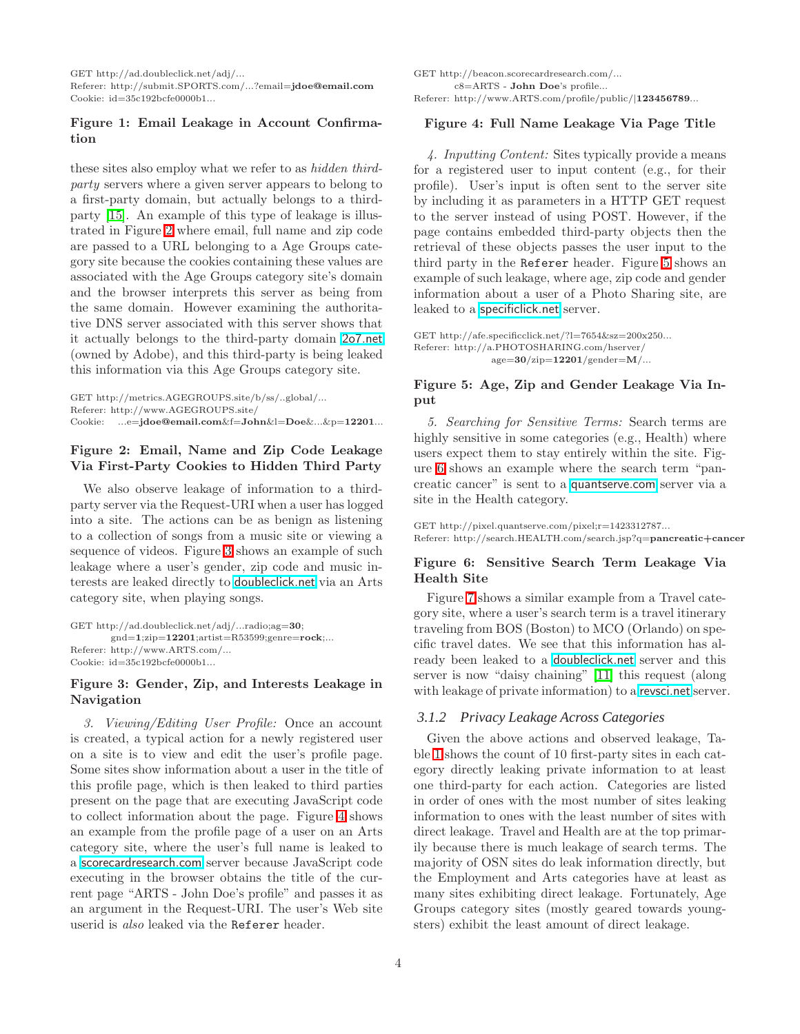```
GET http://ad.doubleclick.net/adj/...
Referer: http://submit.SPORTS.com/...?email=jdoe@email.com
Cookie: id=35c192bcfe0000b1...
```

**Figure 1: Email Leakage in Account Confirmation**

these sites also employ what we refer to as *hidden third-party* servers where a given server appears to belong to a first-party domain, but actually belongs to a third-party [15]. An example of this type of leakage is illustrated in Figure 2 where email, full name and zip code are passed to a URL belonging to a Age Groups category site because the cookies containing these values are associated with the Age Groups category site's domain and the browser interprets this server as being from the same domain. However examining the authoritative DNS server associated with this server shows that it actually belongs to the third-party domain 2o7.net (owned by Adobe), and this third-party is being leaked this information via this Age Groups category site.

```
GET http://metrics.AGEGROUPS.site/b/ss/..global/...
Referer: http://www.AGEGROUPS.site/
Cookie:   ...e=jdoe@email.com&f=John&l=Doe&...&p=12201...
```

**Figure 2: Email, Name and Zip Code Leakage Via First-Party Cookies to Hidden Third Party**

We also observe leakage of information to a third-party server via the Request-URI when a user has logged into a site. The actions can be as benign as listening to a collection of songs from a music site or viewing a sequence of videos. Figure 3 shows an example of such leakage where a user's gender, zip code and music interests are leaked directly to doubleclick.net via an Arts category site, when playing songs.

```
GET http://ad.doubleclick.net/adj/...radio;ag=30;
        gnd=1;zip=12201;artist=R53599;genre=rock;...
Referer: http://www.ARTS.com/...
Cookie: id=35c192bcfe0000b1...
```

**Figure 3: Gender, Zip, and Interests Leakage in Navigation**

*3. Viewing/Editing User Profile:* Once an account is created, a typical action for a newly registered user on a site is to view and edit the user's profile page. Some sites show information about a user in the title of this profile page, which is then leaked to third parties present on the page that are executing JavaScript code to collect information about the page. Figure 4 shows an example from the profile page of a user on an Arts category site, where the user's full name is leaked to a scorecardresearch.com server because JavaScript code executing in the browser obtains the title of the current page "ARTS - John Doe's profile" and passes it as an argument in the Request-URI. The user's Web site userid is *also* leaked via the `Referer` header.

```
GET http://beacon.scorecardresearch.com/...
        c8=ARTS - John Doe's profile...
Referer: http://www.ARTS.com/profile/public/|123456789...
```

**Figure 4: Full Name Leakage Via Page Title**

*4. Inputting Content:* Sites typically provide a means for a registered user to input content (e.g., for their profile). User's input is often sent to the server site by including it as parameters in a HTTP GET request to the server instead of using POST. However, if the page contains embedded third-party objects then the retrieval of these objects passes the user input to the third party in the `Referer` header. Figure 5 shows an example of such leakage, where age, zip code and gender information about a user of a Photo Sharing site, are leaked to a specificclick.net server.

```
GET http://afe.specificclick.net/?l=7654&sz=200x250...
Referer: http://a.PHOTOSHARING.com/hserver/
                age=30/zip=12201/gender=M/...
```

**Figure 5: Age, Zip and Gender Leakage Via Input**

*5. Searching for Sensitive Terms:* Search terms are highly sensitive in some categories (e.g., Health) where users expect them to stay entirely within the site. Figure 6 shows an example where the search term "pancreatic cancer" is sent to a quantserve.com server via a site in the Health category.

```
GET http://pixel.quantserve.com/pixel;r=1423312787...
Referer: http://search.HEALTH.com/search.jsp?q=pancreatic+cancer
```

**Figure 6: Sensitive Search Term Leakage Via Health Site**

Figure 7 shows a similar example from a Travel category site, where a user's search term is a travel itinerary traveling from BOS (Boston) to MCO (Orlando) on specific travel dates. We see that this information has already been leaked to a doubleclick.net server and this server is now "daisy chaining" [11] this request (along with leakage of private information) to a revsci.net server.

### 3.1.2 Privacy Leakage Across Categories

Given the above actions and observed leakage, Table 1 shows the count of 10 first-party sites in each category directly leaking private information to at least one third-party for each action. Categories are listed in order of ones with the most number of sites leaking information to ones with the least number of sites with direct leakage. Travel and Health are at the top primarily because there is much leakage of search terms. The majority of OSN sites do leak information directly, but the Employment and Arts categories have at least as many sites exhibiting direct leakage. Fortunately, Age Groups category sites (mostly geared towards youngsters) exhibit the least amount of direct leakage.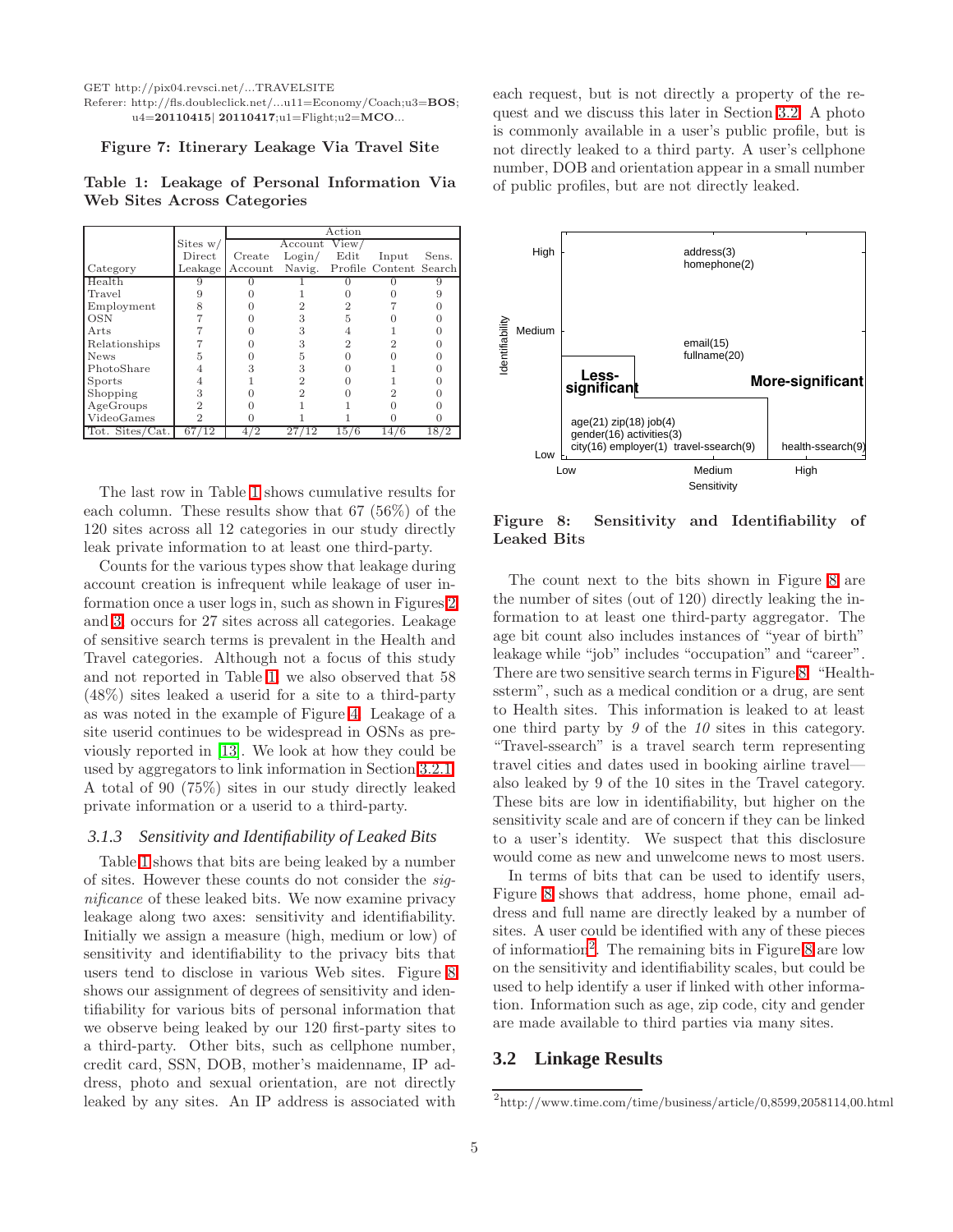GET http://pix04.revsci.net/...TRAVELSITE
Referer: http://fls.doubleclick.net/...u11=Economy/Coach;u3=**BOS**;
u4=**20110415**| **20110417**;u1=Flight;u2=**MCO**...

**Figure 7: Itinerary Leakage Via Travel Site**

**Table 1: Leakage of Personal Information Via Web Sites Across Categories**

| Category | Sites w/ Direct Leakage | Action: Create Account | Action: Account Login/ Navig. | Action: View/ Edit Profile | Action: Input Content | Action: Sens. Search |
|---|---|---|---|---|---|---|
| Health | 9 | 0 | 1 | 0 | 0 | 9 |
| Travel | 9 | 0 | 1 | 0 | 0 | 9 |
| Employment | 8 | 0 | 2 | 2 | 7 | 0 |
| OSN | 7 | 0 | 3 | 5 | 0 | 0 |
| Arts | 7 | 0 | 3 | 4 | 1 | 0 |
| Relationships | 7 | 0 | 3 | 2 | 2 | 0 |
| News | 5 | 0 | 5 | 0 | 0 | 0 |
| PhotoShare | 4 | 3 | 3 | 0 | 1 | 0 |
| Sports | 4 | 1 | 2 | 0 | 1 | 0 |
| Shopping | 3 | 0 | 2 | 0 | 2 | 0 |
| AgeGroups | 2 | 0 | 1 | 1 | 0 | 0 |
| VideoGames | 2 | 0 | 1 | 1 | 0 | 0 |
| Tot. Sites/Cat. | 67/12 | 4/2 | 27/12 | 15/6 | 14/6 | 18/2 |

The last row in Table 1 shows cumulative results for each column. These results show that 67 (56%) of the 120 sites across all 12 categories in our study directly leak private information to at least one third-party.

Counts for the various types show that leakage during account creation is infrequent while leakage of user information once a user logs in, such as shown in Figures 2 and 3, occurs for 27 sites across all categories. Leakage of sensitive search terms is prevalent in the Health and Travel categories. Although not a focus of this study and not reported in Table 1, we also observed that 58 (48%) sites leaked a userid for a site to a third-party as was noted in the example of Figure 4. Leakage of a site userid continues to be widespread in OSNs as previously reported in [13]. We look at how they could be used by aggregators to link information in Section 3.2.1. A total of 90 (75%) sites in our study directly leaked private information or a userid to a third-party.

### 3.1.3 Sensitivity and Identifiability of Leaked Bits

Table 1 shows that bits are being leaked by a number of sites. However these counts do not consider the *significance* of these leaked bits. We now examine privacy leakage along two axes: sensitivity and identifiability. Initially we assign a measure (high, medium or low) of sensitivity and identifiability to the privacy bits that users tend to disclose in various Web sites. Figure 8 shows our assignment of degrees of sensitivity and identifiability for various bits of personal information that we observe being leaked by our 120 first-party sites to a third-party. Other bits, such as cellphone number, credit card, SSN, DOB, mother's maidenname, IP address, photo and sexual orientation, are not directly leaked by any sites. An IP address is associated with each request, but is not directly a property of the request and we discuss this later in Section 3.2. A photo is commonly available in a user's public profile, but is not directly leaked to a third party. A user's cellphone number, DOB and orientation appear in a small number of public profiles, but are not directly leaked.

| Identifiability \ Sensitivity | Low | Medium | High |
|---|---|---|---|
| High | address(3), homephone(2) | | |
| Medium | email(15), fullname(20) | | |
| Low | age(21) zip(18) job(4) gender(16) activities(3) city(16) employer(1) travel-ssearch(9) | | health-ssearch(9) |

(Regions labeled "Less-significant" and "More-significant")

**Figure 8: Sensitivity and Identifiability of Leaked Bits**

The count next to the bits shown in Figure 8 are the number of sites (out of 120) directly leaking the information to at least one third-party aggregator. The age bit count also includes instances of "year of birth" leakage while "job" includes "occupation" and "career". There are two sensitive search terms in Figure 8. "Health-ssterm", such as a medical condition or a drug, are sent to Health sites. This information is leaked to at least one third party by *9* of the *10* sites in this category. "Travel-ssearch" is a travel search term representing travel cities and dates used in booking airline travel—also leaked by 9 of the 10 sites in the Travel category. These bits are low in identifiability, but higher on the sensitivity scale and are of concern if they can be linked to a user's identity. We suspect that this disclosure would come as new and unwelcome news to most users.

In terms of bits that can be used to identify users, Figure 8 shows that address, home phone, email address and full name are directly leaked by a number of sites. A user could be identified with any of these pieces of information[2]. The remaining bits in Figure 8 are low on the sensitivity and identifiability scales, but could be used to help identify a user if linked with other information. Information such as age, zip code, city and gender are made available to third parties via many sites.

## 3.2 Linkage Results

[2] http://www.time.com/time/business/article/0,8599,2058114,00.html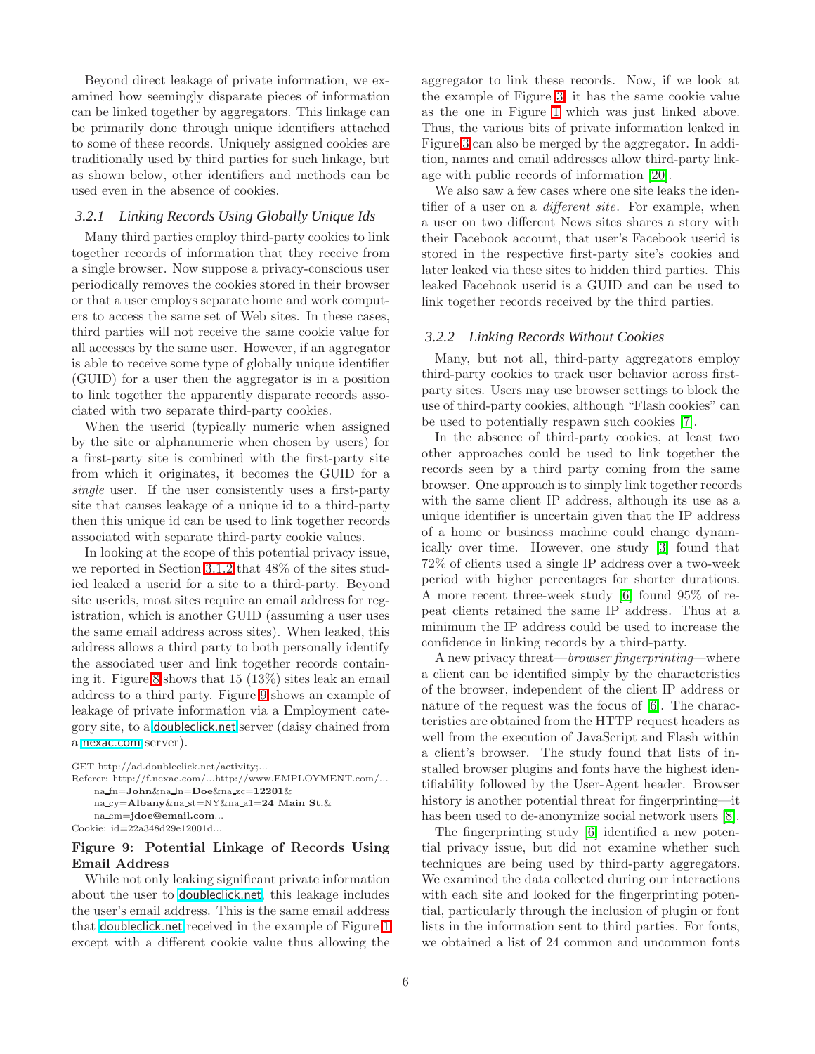Beyond direct leakage of private information, we examined how seemingly disparate pieces of information can be linked together by aggregators. This linkage can be primarily done through unique identifiers attached to some of these records. Uniquely assigned cookies are traditionally used by third parties for such linkage, but as shown below, other identifiers and methods can be used even in the absence of cookies.

### 3.2.1 Linking Records Using Globally Unique Ids

Many third parties employ third-party cookies to link together records of information that they receive from a single browser. Now suppose a privacy-conscious user periodically removes the cookies stored in their browser or that a user employs separate home and work computers to access the same set of Web sites. In these cases, third parties will not receive the same cookie value for all accesses by the same user. However, if an aggregator is able to receive some type of globally unique identifier (GUID) for a user then the aggregator is in a position to link together the apparently disparate records associated with two separate third-party cookies.

When the userid (typically numeric when assigned by the site or alphanumeric when chosen by users) for a first-party site is combined with the first-party site from which it originates, it becomes the GUID for a *single* user. If the user consistently uses a first-party site that causes leakage of a unique id to a third-party then this unique id can be used to link together records associated with separate third-party cookie values.

In looking at the scope of this potential privacy issue, we reported in Section 3.1.2 that 48% of the sites studied leaked a userid for a site to a third-party. Beyond site userids, most sites require an email address for registration, which is another GUID (assuming a user uses the same email address across sites). When leaked, this address allows a third party to both personally identify the associated user and link together records containing it. Figure 8 shows that 15 (13%) sites leak an email address to a third party. Figure 9 shows an example of leakage of private information via a Employment category site, to a doubleclick.net server (daisy chained from a nexac.com server).

```
GET http://ad.doubleclick.net/activity;...
Referer: http://f.nexac.com/...http://www.EMPLOYMENT.com/...
    na_fn=John&na_ln=Doe&na_zc=12201&
    na_cy=Albany&na_st=NY&na_a1=24 Main St.&
    na_em=jdoe@email.com...
Cookie: id=22a348d29e12001d...
```

**Figure 9: Potential Linkage of Records Using Email Address**

While not only leaking significant private information about the user to doubleclick.net, this leakage includes the user's email address. This is the same email address that doubleclick.net received in the example of Figure 1 except with a different cookie value thus allowing the aggregator to link these records. Now, if we look at the example of Figure 3, it has the same cookie value as the one in Figure 1 which was just linked above. Thus, the various bits of private information leaked in Figure 3 can also be merged by the aggregator. In addition, names and email addresses allow third-party linkage with public records of information [20].

We also saw a few cases where one site leaks the identifier of a user on a *different site*. For example, when a user on two different News sites shares a story with their Facebook account, that user's Facebook userid is stored in the respective first-party site's cookies and later leaked via these sites to hidden third parties. This leaked Facebook userid is a GUID and can be used to link together records received by the third parties.

### 3.2.2 Linking Records Without Cookies

Many, but not all, third-party aggregators employ third-party cookies to track user behavior across first-party sites. Users may use browser settings to block the use of third-party cookies, although "Flash cookies" can be used to potentially respawn such cookies [7].

In the absence of third-party cookies, at least two other approaches could be used to link together the records seen by a third party coming from the same browser. One approach is to simply link together records with the same client IP address, although its use as a unique identifier is uncertain given that the IP address of a home or business machine could change dynamically over time. However, one study [3] found that 72% of clients used a single IP address over a two-week period with higher percentages for shorter durations. A more recent three-week study [6] found 95% of repeat clients retained the same IP address. Thus at a minimum the IP address could be used to increase the confidence in linking records by a third-party.

A new privacy threat—*browser fingerprinting*—where a client can be identified simply by the characteristics of the browser, independent of the client IP address or nature of the request was the focus of [6]. The characteristics are obtained from the HTTP request headers as well from the execution of JavaScript and Flash within a client's browser. The study found that lists of installed browser plugins and fonts have the highest identifiability followed by the User-Agent header. Browser history is another potential threat for fingerprinting—it has been used to de-anonymize social network users [8].

The fingerprinting study [6] identified a new potential privacy issue, but did not examine whether such techniques are being used by third-party aggregators. We examined the data collected during our interactions with each site and looked for the fingerprinting potential, particularly through the inclusion of plugin or font lists in the information sent to third parties. For fonts, we obtained a list of 24 common and uncommon fonts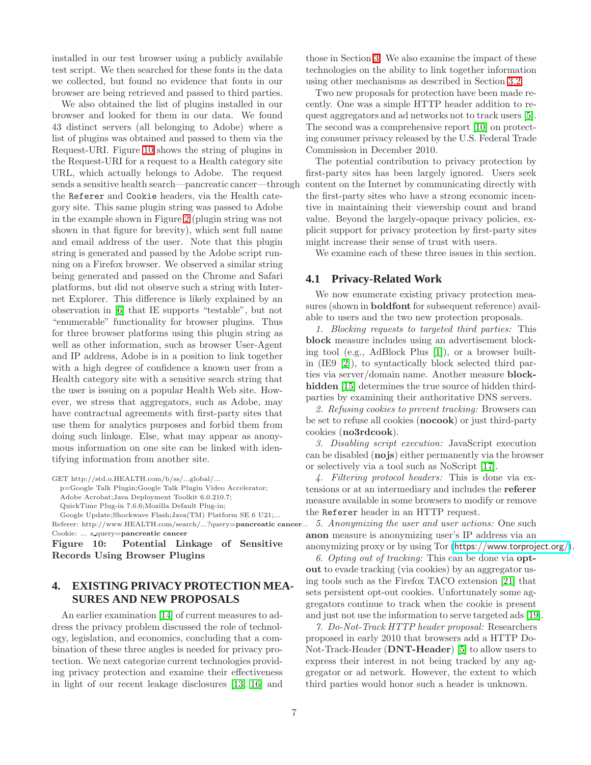installed in our test browser using a publicly available test script. We then searched for these fonts in the data we collected, but found no evidence that fonts in our browser are being retrieved and passed to third parties.

We also obtained the list of plugins installed in our browser and looked for them in our data. We found 43 distinct servers (all belonging to Adobe) where a list of plugins was obtained and passed to them via the Request-URI. Figure 10 shows the string of plugins in the Request-URI for a request to a Health category site URL, which actually belongs to Adobe. The request sends a sensitive health search—pancreatic cancer—through the `Referer` and `Cookie` headers, via the Health category site. This same plugin string was passed to Adobe in the example shown in Figure 2 (plugin string was not shown in that figure for brevity), which sent full name and email address of the user. Note that this plugin string is generated and passed by the Adobe script running on a Firefox browser. We observed a similar string being generated and passed on the Chrome and Safari platforms, but did not observe such a string with Internet Explorer. This difference is likely explained by an observation in [6] that IE supports "testable", but not "enumerable" functionality for browser plugins. Thus for three browser platforms using this plugin string as well as other information, such as browser User-Agent and IP address, Adobe is in a position to link together with a high degree of confidence a known user from a Health category site with a sensitive search string that the user is issuing on a popular Health Web site. However, we stress that aggregators, such as Adobe, may have contractual agreements with first-party sites that use them for analytics purposes and forbid them from doing such linkage. Else, what may appear as anonymous information on one site can be linked with identifying information from another site.

```
GET http://std.o.HEALTH.com/b/ss/...global/...
  p=Google Talk Plugin;Google Talk Plugin Video Accelerator;
  Adobe Acrobat;Java Deployment Toolkit 6.0.210.7;
  QuickTime Plug-in 7.6.6;Mozilla Default Plug-in;
  Google Update;Shockwave Flash;Java(TM) Platform SE 6 U21;...
Referer: http://www.HEALTH.com/search/...?query=pancreatic cancer...
Cookie: ... s_query=pancreatic cancer
```

**Figure 10: Potential Linkage of Sensitive Records Using Browser Plugins**

# 4. EXISTING PRIVACY PROTECTION MEASURES AND NEW PROPOSALS

An earlier examination [14] of current measures to address the privacy problem discussed the role of technology, legislation, and economics, concluding that a combination of these three angles is needed for privacy protection. We next categorize current technologies providing privacy protection and examine their effectiveness in light of our recent leakage disclosures [13, 16] and those in Section 3. We also examine the impact of these technologies on the ability to link together information using other mechanisms as described in Section 3.2.

Two new proposals for protection have been made recently. One was a simple HTTP header addition to request aggregators and ad networks not to track users [5]. The second was a comprehensive report [10] on protecting consumer privacy released by the U.S. Federal Trade Commission in December 2010.

The potential contribution to privacy protection by first-party sites has been largely ignored. Users seek content on the Internet by communicating directly with the first-party sites who have a strong economic incentive in maintaining their viewership count and brand value. Beyond the largely-opaque privacy policies, explicit support for privacy protection by first-party sites might increase their sense of trust with users.

We examine each of these three issues in this section.

## 4.1 Privacy-Related Work

We now enumerate existing privacy protection measures (shown in **boldfont** for subsequent reference) available to users and the two new protection proposals.

*1. Blocking requests to targeted third parties:* This **block** measure includes using an advertisement blocking tool (e.g., AdBlock Plus [1]), or a browser built-in (IE9 [2]), to syntactically block selected third parties via server/domain name. Another measure **block-hidden** [15] determines the true source of hidden third-parties by examining their authoritative DNS servers.

*2. Refusing cookies to prevent tracking:* Browsers can be set to refuse all cookies (**nocook**) or just third-party cookies (**no3rdcook**).

*3. Disabling script execution:* JavaScript execution can be disabled (**nojs**) either permanently via the browser or selectively via a tool such as NoScript [17].

*4. Filtering protocol headers:* This is done via extensions or at an intermediary and includes the **referer** measure available in some browsers to modify or remove the `Referer` header in an HTTP request.

*5. Anonymizing the user and user actions:* One such **anon** measure is anonymizing user's IP address via an anonymizing proxy or by using Tor (https://www.torproject.org/).

*6. Opting out of tracking:* This can be done via **opt-out** to evade tracking (via cookies) by an aggregator using tools such as the Firefox TACO extension [21] that sets persistent opt-out cookies. Unfortunately some aggregators continue to track when the cookie is present and just not use the information to serve targeted ads [19].

*7. Do-Not-Track HTTP header proposal:* Researchers proposed in early 2010 that browsers add a HTTP Do-Not-Track-Header (**DNT-Header**) [5] to allow users to express their interest in not being tracked by any aggregator or ad network. However, the extent to which third parties would honor such a header is unknown.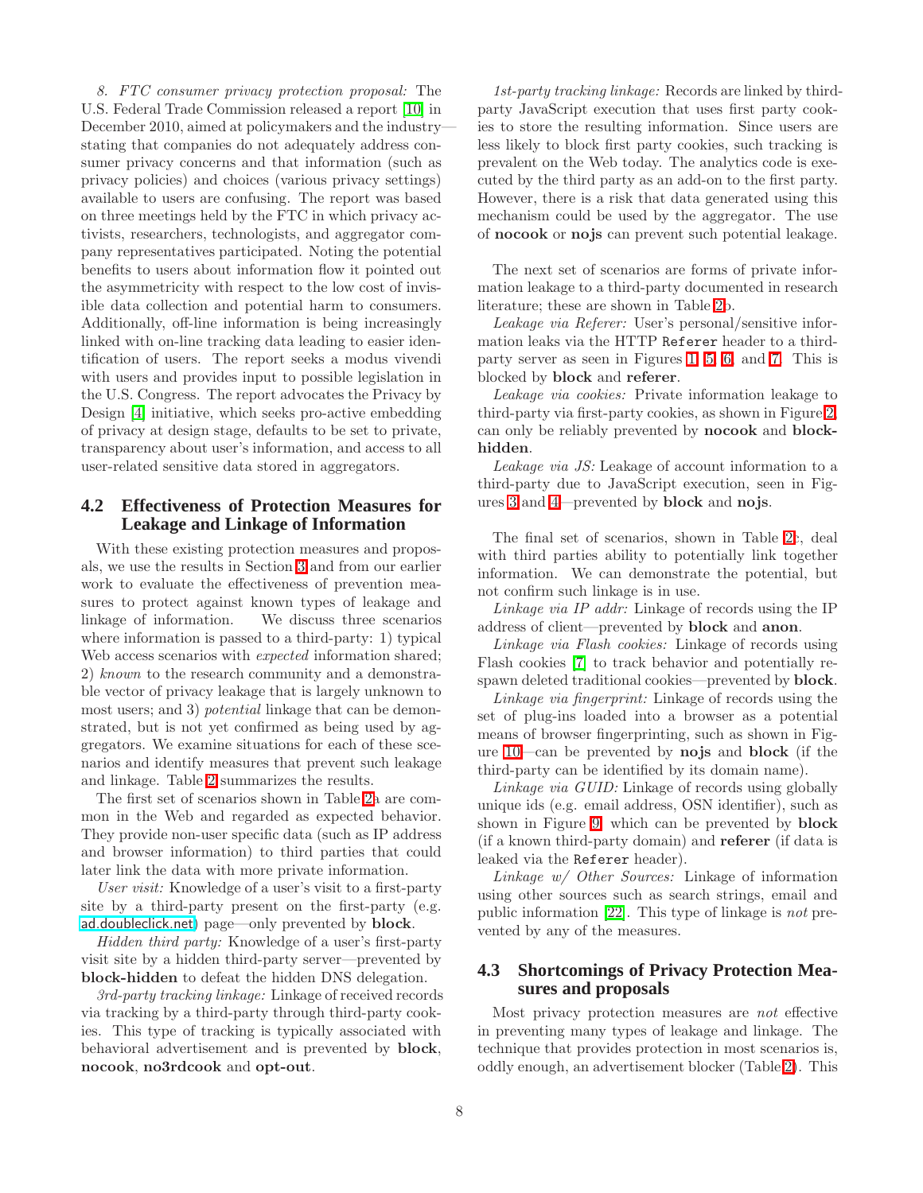*8. FTC consumer privacy protection proposal:* The U.S. Federal Trade Commission released a report [10] in December 2010, aimed at policymakers and the industry—stating that companies do not adequately address consumer privacy concerns and that information (such as privacy policies) and choices (various privacy settings) available to users are confusing. The report was based on three meetings held by the FTC in which privacy activists, researchers, technologists, and aggregator company representatives participated. Noting the potential benefits to users about information flow it pointed out the asymmetricity with respect to the low cost of invisible data collection and potential harm to consumers. Additionally, off-line information is being increasingly linked with on-line tracking data leading to easier identification of users. The report seeks a modus vivendi with users and provides input to possible legislation in the U.S. Congress. The report advocates the Privacy by Design [4] initiative, which seeks pro-active embedding of privacy at design stage, defaults to be set to private, transparency about user's information, and access to all user-related sensitive data stored in aggregators.

## 4.2 Effectiveness of Protection Measures for Leakage and Linkage of Information

With these existing protection measures and proposals, we use the results in Section 3 and from our earlier work to evaluate the effectiveness of prevention measures to protect against known types of leakage and linkage of information. We discuss three scenarios where information is passed to a third-party: 1) typical Web access scenarios with *expected* information shared; 2) *known* to the research community and a demonstrable vector of privacy leakage that is largely unknown to most users; and 3) *potential* linkage that can be demonstrated, but is not yet confirmed as being used by aggregators. We examine situations for each of these scenarios and identify measures that prevent such leakage and linkage. Table 2 summarizes the results.

The first set of scenarios shown in Table 2a are common in the Web and regarded as expected behavior. They provide non-user specific data (such as IP address and browser information) to third parties that could later link the data with more private information.

*User visit:* Knowledge of a user's visit to a first-party site by a third-party present on the first-party (e.g. ad.doubleclick.net) page—only prevented by **block**.

*Hidden third party:* Knowledge of a user's first-party visit site by a hidden third-party server—prevented by **block-hidden** to defeat the hidden DNS delegation.

*3rd-party tracking linkage:* Linkage of received records via tracking by a third-party through third-party cookies. This type of tracking is typically associated with behavioral advertisement and is prevented by **block**, **nocook**, **no3rdcook** and **opt-out**.

*1st-party tracking linkage:* Records are linked by third-party JavaScript execution that uses first party cookies to store the resulting information. Since users are less likely to block first party cookies, such tracking is prevalent on the Web today. The analytics code is executed by the third party as an add-on to the first party. However, there is a risk that data generated using this mechanism could be used by the aggregator. The use of **nocook** or **nojs** can prevent such potential leakage.

The next set of scenarios are forms of private information leakage to a third-party documented in research literature; these are shown in Table 2b.

*Leakage via Referer:* User's personal/sensitive information leaks via the HTTP `Referer` header to a third-party server as seen in Figures 1, 5, 6, and 7. This is blocked by **block** and **referer**.

*Leakage via cookies:* Private information leakage to third-party via first-party cookies, as shown in Figure 2, can only be reliably prevented by **nocook** and **block-hidden**.

*Leakage via JS:* Leakage of account information to a third-party due to JavaScript execution, seen in Figures 3 and 4—prevented by **block** and **nojs**.

The final set of scenarios, shown in Table 2c, deal with third parties ability to potentially link together information. We can demonstrate the potential, but not confirm such linkage is in use.

*Linkage via IP addr:* Linkage of records using the IP address of client—prevented by **block** and **anon**.

*Linkage via Flash cookies:* Linkage of records using Flash cookies [7] to track behavior and potentially re-spawn deleted traditional cookies—prevented by **block**.

*Linkage via fingerprint:* Linkage of records using the set of plug-ins loaded into a browser as a potential means of browser fingerprinting, such as shown in Figure 10—can be prevented by **nojs** and **block** (if the third-party can be identified by its domain name).

*Linkage via GUID:* Linkage of records using globally unique ids (e.g. email address, OSN identifier), such as shown in Figure 9, which can be prevented by **block** (if a known third-party domain) and **referer** (if data is leaked via the `Referer` header).

*Linkage w/ Other Sources:* Linkage of information using other sources such as search strings, email and public information [22]. This type of linkage is *not* prevented by any of the measures.

## 4.3 Shortcomings of Privacy Protection Measures and proposals

Most privacy protection measures are *not* effective in preventing many types of leakage and linkage. The technique that provides protection in most scenarios is, oddly enough, an advertisement blocker (Table 2). This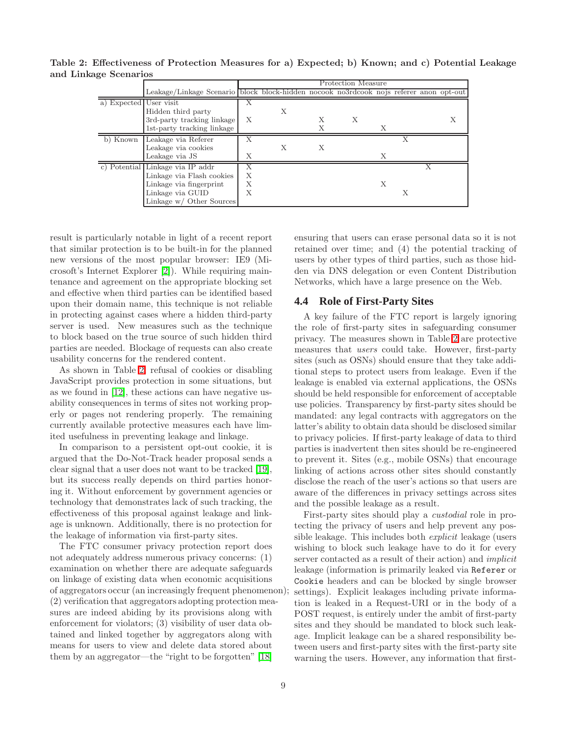**Table 2: Effectiveness of Protection Measures for a) Expected; b) Known; and c) Potential Leakage and Linkage Scenarios**

| | | Protection Measure | | | | | | | |
|---|---|---|---|---|---|---|---|---|---|
| | Leakage/Linkage Scenario | block | block-hidden | nocook | no3rdcook | nojs | referer | anon | opt-out |
| a) Expected | User visit | X | | | | | | | |
| | Hidden third party | | X | | | | | | |
| | 3rd-party tracking linkage | X | | X | X | | | | X |
| | 1st-party tracking linkage | | | X | | X | | | |
| b) Known | Leakage via Referer | X | | | | | X | | |
| | Leakage via cookies | | X | X | | | | | |
| | Leakage via JS | X | | | | X | | | |
| c) Potential | Linkage via IP addr | X | | | | | | X | |
| | Linkage via Flash cookies | X | | | | | | | |
| | Linkage via fingerprint | X | | | | X | | | |
| | Linkage via GUID | X | | | | | X | | |
| | Linkage w/ Other Sources | | | | | | | | |

result is particularly notable in light of a recent report that similar protection is to be built-in for the planned new versions of the most popular browser: IE9 (Microsoft's Internet Explorer [2]). While requiring maintenance and agreement on the appropriate blocking set and effective when third parties can be identified based upon their domain name, this technique is not reliable in protecting against cases where a hidden third-party server is used. New measures such as the technique to block based on the true source of such hidden third parties are needed. Blockage of requests can also create usability concerns for the rendered content.

As shown in Table 2, refusal of cookies or disabling JavaScript provides protection in some situations, but as we found in [12], these actions can have negative usability consequences in terms of sites not working properly or pages not rendering properly. The remaining currently available protective measures each have limited usefulness in preventing leakage and linkage.

In comparison to a persistent opt-out cookie, it is argued that the Do-Not-Track header proposal sends a clear signal that a user does not want to be tracked [19], but its success really depends on third parties honoring it. Without enforcement by government agencies or technology that demonstrates lack of such tracking, the effectiveness of this proposal against leakage and linkage is unknown. Additionally, there is no protection for the leakage of information via first-party sites.

The FTC consumer privacy protection report does not adequately address numerous privacy concerns: (1) examination on whether there are adequate safeguards on linkage of existing data when economic acquisitions of aggregators occur (an increasingly frequent phenomenon); (2) verification that aggregators adopting protection measures are indeed abiding by its provisions along with enforcement for violators; (3) visibility of user data obtained and linked together by aggregators along with means for users to view and delete data stored about them by an aggregator—the "right to be forgotten" [18] ensuring that users can erase personal data so it is not retained over time; and (4) the potential tracking of users by other types of third parties, such as those hidden via DNS delegation or even Content Distribution Networks, which have a large presence on the Web.

## 4.4 Role of First-Party Sites

A key failure of the FTC report is largely ignoring the role of first-party sites in safeguarding consumer privacy. The measures shown in Table 2 are protective measures that *users* could take. However, first-party sites (such as OSNs) should ensure that they take additional steps to protect users from leakage. Even if the leakage is enabled via external applications, the OSNs should be held responsible for enforcement of acceptable use policies. Transparency by first-party sites should be mandated: any legal contracts with aggregators on the latter's ability to obtain data should be disclosed similar to privacy policies. If first-party leakage of data to third parties is inadvertent then sites should be re-engineered to prevent it. Sites (e.g., mobile OSNs) that encourage linking of actions across other sites should constantly disclose the reach of the user's actions so that users are aware of the differences in privacy settings across sites and the possible leakage as a result.

First-party sites should play a *custodial* role in protecting the privacy of users and help prevent any possible leakage. This includes both *explicit* leakage (users wishing to block such leakage have to do it for every server contacted as a result of their action) and *implicit* leakage (information is primarily leaked via `Referer` or `Cookie` headers and can be blocked by single browser settings). Explicit leakages including private information is leaked in a Request-URI or in the body of a POST request, is entirely under the ambit of first-party sites and they should be mandated to block such leakage. Implicit leakage can be a shared responsibility between users and first-party sites with the first-party site warning the users. However, any information that first-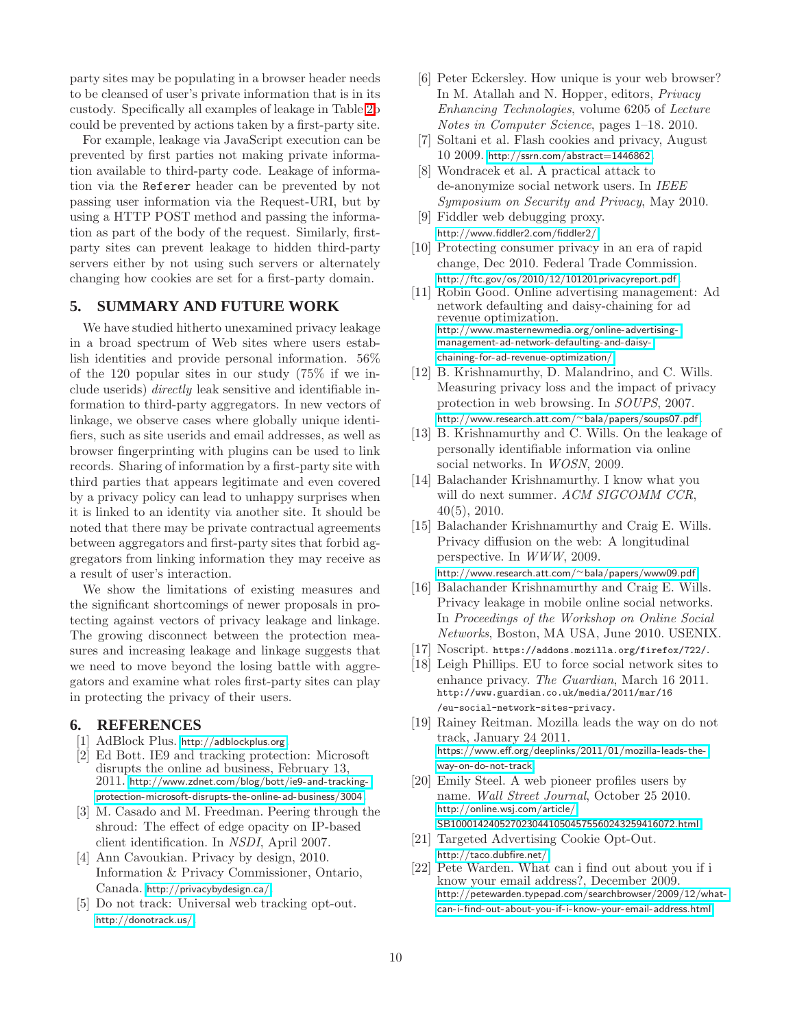party sites may be populating in a browser header needs to be cleansed of user's private information that is in its custody. Specifically all examples of leakage in Table 2b could be prevented by actions taken by a first-party site.

For example, leakage via JavaScript execution can be prevented by first parties not making private information available to third-party code. Leakage of information via the `Referer` header can be prevented by not passing user information via the Request-URI, but by using a HTTP POST method and passing the information as part of the body of the request. Similarly, first-party sites can prevent leakage to hidden third-party servers either by not using such servers or alternately changing how cookies are set for a first-party domain.

## 5. SUMMARY AND FUTURE WORK

We have studied hitherto unexamined privacy leakage in a broad spectrum of Web sites where users establish identities and provide personal information. 56% of the 120 popular sites in our study (75% if we include userids) *directly* leak sensitive and identifiable information to third-party aggregators. In new vectors of linkage, we observe cases where globally unique identifiers, such as site userids and email addresses, as well as browser fingerprinting with plugins can be used to link records. Sharing of information by a first-party site with third parties that appears legitimate and even covered by a privacy policy can lead to unhappy surprises when it is linked to an identity via another site. It should be noted that there may be private contractual agreements between aggregators and first-party sites that forbid aggregators from linking information they may receive as a result of user's interaction.

We show the limitations of existing measures and the significant shortcomings of newer proposals in protecting against vectors of privacy leakage and linkage. The growing disconnect between the protection measures and increasing leakage and linkage suggests that we need to move beyond the losing battle with aggregators and examine what roles first-party sites can play in protecting the privacy of their users.

## 6. REFERENCES

[1] AdBlock Plus. http://adblockplus.org.

[2] Ed Bott. IE9 and tracking protection: Microsoft disrupts the online ad business, February 13, 2011. http://www.zdnet.com/blog/bott/ie9-and-tracking-protection-microsoft-disrupts-the-online-ad-business/3004.

[3] M. Casado and M. Freedman. Peering through the shroud: The effect of edge opacity on IP-based client identification. In *NSDI*, April 2007.

[4] Ann Cavoukian. Privacy by design, 2010. Information & Privacy Commissioner, Ontario, Canada. http://privacybydesign.ca/.

[5] Do not track: Universal web tracking opt-out. http://donotrack.us/.

[6] Peter Eckersley. How unique is your web browser? In M. Atallah and N. Hopper, editors, *Privacy Enhancing Technologies*, volume 6205 of *Lecture Notes in Computer Science*, pages 1–18. 2010.

[7] Soltani et al. Flash cookies and privacy, August 10 2009. http://ssrn.com/abstract=1446862.

[8] Wondracek et al. A practical attack to de-anonymize social network users. In *IEEE Symposium on Security and Privacy*, May 2010.

[9] Fiddler web debugging proxy. http://www.fiddler2.com/fiddler2/.

[10] Protecting consumer privacy in an era of rapid change, Dec 2010. Federal Trade Commission. http://ftc.gov/os/2010/12/101201privacyreport.pdf.

[11] Robin Good. Online advertising management: Ad network defaulting and daisy-chaining for ad revenue optimization. http://www.masternewmedia.org/online-advertising-management-ad-network-defaulting-and-daisy-chaining-for-ad-revenue-optimization/.

[12] B. Krishnamurthy, D. Malandrino, and C. Wills. Measuring privacy loss and the impact of privacy protection in web browsing. In *SOUPS*, 2007. http://www.research.att.com/~bala/papers/soups07.pdf.

[13] B. Krishnamurthy and C. Wills. On the leakage of personally identifiable information via online social networks. In *WOSN*, 2009.

[14] Balachander Krishnamurthy. I know what you will do next summer. *ACM SIGCOMM CCR*, 40(5), 2010.

[15] Balachander Krishnamurthy and Craig E. Wills. Privacy diffusion on the web: A longitudinal perspective. In *WWW*, 2009. http://www.research.att.com/~bala/papers/www09.pdf.

[16] Balachander Krishnamurthy and Craig E. Wills. Privacy leakage in mobile online social networks. In *Proceedings of the Workshop on Online Social Networks*, Boston, MA USA, June 2010. USENIX.

[17] Noscript. https://addons.mozilla.org/firefox/722/.

[18] Leigh Phillips. EU to force social network sites to enhance privacy. *The Guardian*, March 16 2011. http://www.guardian.co.uk/media/2011/mar/16/eu-social-network-sites-privacy.

[19] Rainey Reitman. Mozilla leads the way on do not track, January 24 2011. https://www.eff.org/deeplinks/2011/01/mozilla-leads-the-way-on-do-not-track.

[20] Emily Steel. A web pioneer profiles users by name. *Wall Street Journal*, October 25 2010. http://online.wsj.com/article/SB10001424052702304410504575560243259416072.html.

[21] Targeted Advertising Cookie Opt-Out. http://taco.dubfire.net/.

[22] Pete Warden. What can i find out about you if i know your email address?, December 2009. http://petewarden.typepad.com/searchbrowser/2009/12/what-can-i-find-out-about-you-if-i-know-your-email-address.html.